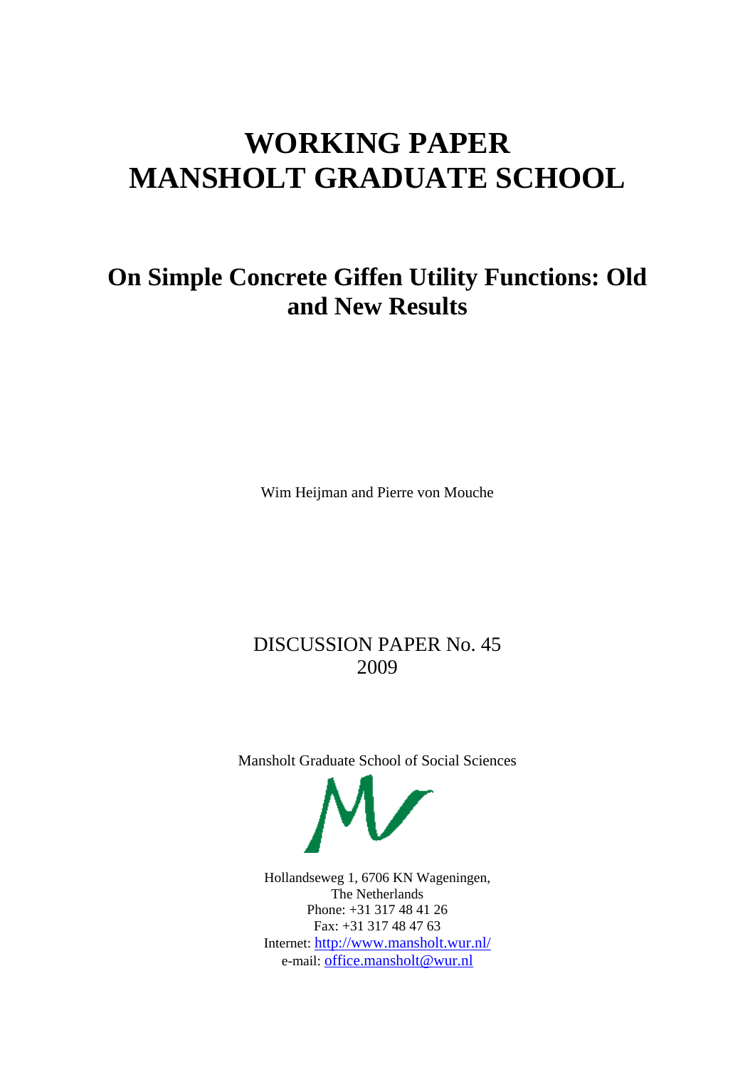# WORKING PAPER
# MANSHOLT GRADUATE SCHOOL

## On Simple Concrete Giffen Utility Functions: Old and New Results

Wim Heijman and Pierre von Mouche

DISCUSSION PAPER No. 45
2009

Mansholt Graduate School of Social Sciences

Hollandseweg 1, 6706 KN Wageningen,
The Netherlands
Phone: +31 317 48 41 26
Fax: +31 317 48 47 63
Internet: http://www.mansholt.wur.nl/
e-mail: office.mansholt@wur.nl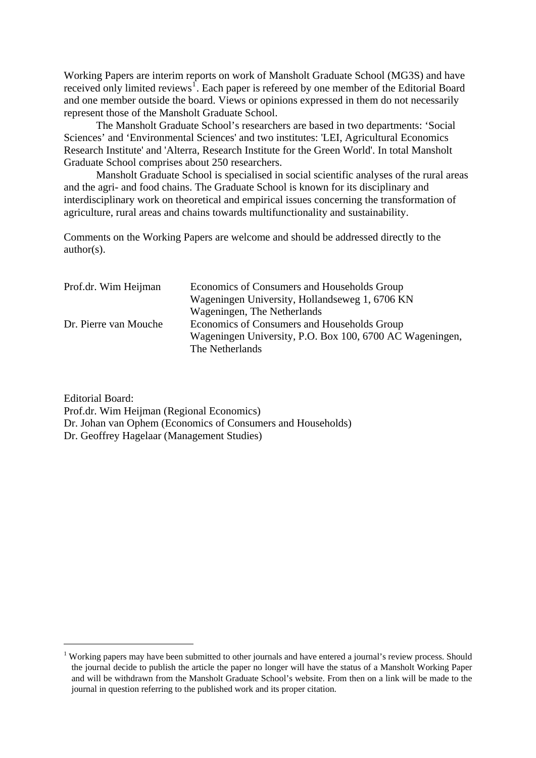Working Papers are interim reports on work of Mansholt Graduate School (MG3S) and have received only limited reviews[1]. Each paper is refereed by one member of the Editorial Board and one member outside the board. Views or opinions expressed in them do not necessarily represent those of the Mansholt Graduate School.

The Mansholt Graduate School's researchers are based in two departments: 'Social Sciences' and 'Environmental Sciences' and two institutes: 'LEI, Agricultural Economics Research Institute' and 'Alterra, Research Institute for the Green World'. In total Mansholt Graduate School comprises about 250 researchers.

Mansholt Graduate School is specialised in social scientific analyses of the rural areas and the agri- and food chains. The Graduate School is known for its disciplinary and interdisciplinary work on theoretical and empirical issues concerning the transformation of agriculture, rural areas and chains towards multifunctionality and sustainability.

Comments on the Working Papers are welcome and should be addressed directly to the author(s).

| | |
|---|---|
| Prof.dr. Wim Heijman | Economics of Consumers and Households Group<br>Wageningen University, Hollandseweg 1, 6706 KN Wageningen, The Netherlands |
| Dr. Pierre van Mouche | Economics of Consumers and Households Group<br>Wageningen University, P.O. Box 100, 6700 AC Wageningen, The Netherlands |

Editorial Board:
Prof.dr. Wim Heijman (Regional Economics)
Dr. Johan van Ophem (Economics of Consumers and Households)
Dr. Geoffrey Hagelaar (Management Studies)

[1] Working papers may have been submitted to other journals and have entered a journal's review process. Should the journal decide to publish the article the paper no longer will have the status of a Mansholt Working Paper and will be withdrawn from the Mansholt Graduate School's website. From then on a link will be made to the journal in question referring to the published work and its proper citation.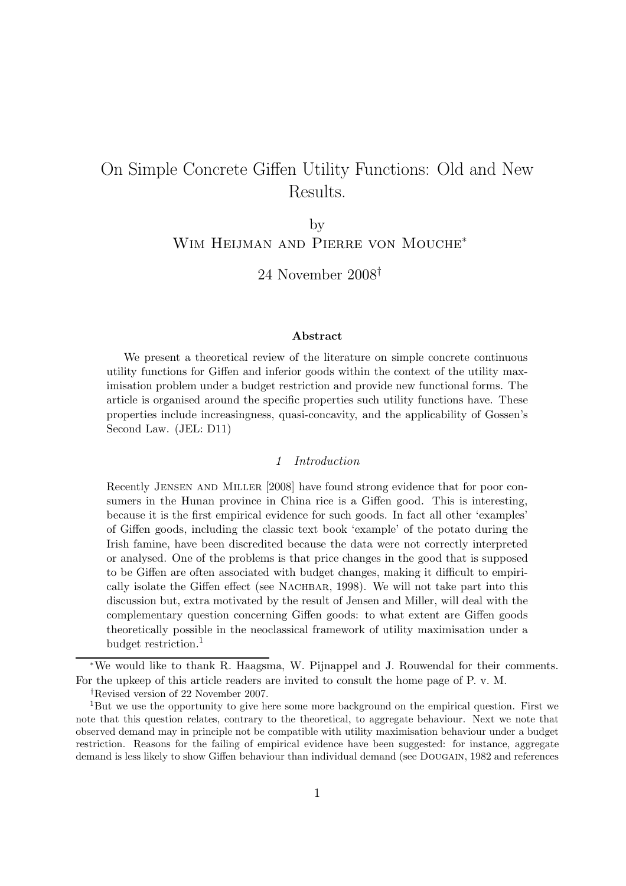# On Simple Concrete Giffen Utility Functions: Old and New Results.

by

Wim Heijman and Pierre von Mouche*

24 November 2008†

### Abstract

We present a theoretical review of the literature on simple concrete continuous utility functions for Giffen and inferior goods within the context of the utility maximisation problem under a budget restriction and provide new functional forms. The article is organised around the specific properties such utility functions have. These properties include increasingness, quasi-concavity, and the applicability of Gossen's Second Law. (JEL: D11)

## *1 Introduction*

Recently Jensen and Miller [2008] have found strong evidence that for poor consumers in the Hunan province in China rice is a Giffen good. This is interesting, because it is the first empirical evidence for such goods. In fact all other 'examples' of Giffen goods, including the classic text book 'example' of the potato during the Irish famine, have been discredited because the data were not correctly interpreted or analysed. One of the problems is that price changes in the good that is supposed to be Giffen are often associated with budget changes, making it difficult to empirically isolate the Giffen effect (see Nachbar, 1998). We will not take part into this discussion but, extra motivated by the result of Jensen and Miller, will deal with the complementary question concerning Giffen goods: to what extent are Giffen goods theoretically possible in the neoclassical framework of utility maximisation under a budget restriction.[1]

---

*We would like to thank R. Haagsma, W. Pijnappel and J. Rouwendal for their comments. For the upkeep of this article readers are invited to consult the home page of P. v. M.

†Revised version of 22 November 2007.

[1]But we use the opportunity to give here some more background on the empirical question. First we note that this question relates, contrary to the theoretical, to aggregate behaviour. Next we note that observed demand may in principle not be compatible with utility maximisation behaviour under a budget restriction. Reasons for the failing of empirical evidence have been suggested: for instance, aggregate demand is less likely to show Giffen behaviour than individual demand (see Dougain, 1982 and references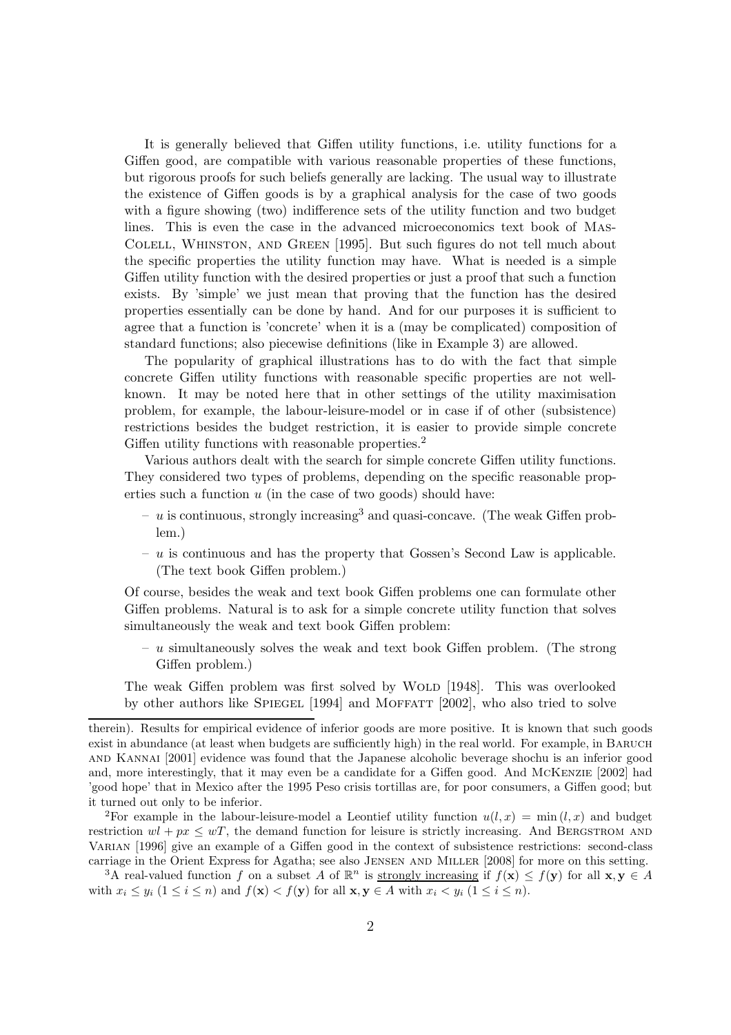It is generally believed that Giffen utility functions, i.e. utility functions for a Giffen good, are compatible with various reasonable properties of these functions, but rigorous proofs for such beliefs generally are lacking. The usual way to illustrate the existence of Giffen goods is by a graphical analysis for the case of two goods with a figure showing (two) indifference sets of the utility function and two budget lines. This is even the case in the advanced microeconomics text book of Mas-Colell, Whinston, and Green [1995]. But such figures do not tell much about the specific properties the utility function may have. What is needed is a simple Giffen utility function with the desired properties or just a proof that such a function exists. By 'simple' we just mean that proving that the function has the desired properties essentially can be done by hand. And for our purposes it is sufficient to agree that a function is 'concrete' when it is a (may be complicated) composition of standard functions; also piecewise definitions (like in Example 3) are allowed.

The popularity of graphical illustrations has to do with the fact that simple concrete Giffen utility functions with reasonable specific properties are not well-known. It may be noted here that in other settings of the utility maximisation problem, for example, the labour-leisure-model or in case if of other (subsistence) restrictions besides the budget restriction, it is easier to provide simple concrete Giffen utility functions with reasonable properties.[2]

Various authors dealt with the search for simple concrete Giffen utility functions. They considered two types of problems, depending on the specific reasonable properties such a function $u$ (in the case of two goods) should have:

- $u$ is continuous, strongly increasing[3] and quasi-concave. (The weak Giffen problem.)
- $u$ is continuous and has the property that Gossen's Second Law is applicable. (The text book Giffen problem.)

Of course, besides the weak and text book Giffen problems one can formulate other Giffen problems. Natural is to ask for a simple concrete utility function that solves simultaneously the weak and text book Giffen problem:

- $u$ simultaneously solves the weak and text book Giffen problem. (The strong Giffen problem.)

The weak Giffen problem was first solved by Wold [1948]. This was overlooked by other authors like Spiegel [1994] and Moffatt [2002], who also tried to solve

therein). Results for empirical evidence of inferior goods are more positive. It is known that such goods exist in abundance (at least when budgets are sufficiently high) in the real world. For example, in Baruch and Kannai [2001] evidence was found that the Japanese alcoholic beverage shochu is an inferior good and, more interestingly, that it may even be a candidate for a Giffen good. And McKenzie [2002] had 'good hope' that in Mexico after the 1995 Peso crisis tortillas are, for poor consumers, a Giffen good; but it turned out only to be inferior.

[2] For example in the labour-leisure-model a Leontief utility function $u(l, x) = \min(l, x)$ and budget restriction $wl + px \leq wT$, the demand function for leisure is strictly increasing. And Bergstrom and Varian [1996] give an example of a Giffen good in the context of subsistence restrictions: second-class carriage in the Orient Express for Agatha; see also Jensen and Miller [2008] for more on this setting.

[3] A real-valued function $f$ on a subset $A$ of $\mathbb{R}^n$ is strongly increasing if $f(\mathbf{x}) \leq f(\mathbf{y})$ for all $\mathbf{x}, \mathbf{y} \in A$ with $x_i \leq y_i$ $(1 \leq i \leq n)$ and $f(\mathbf{x}) < f(\mathbf{y})$ for all $\mathbf{x}, \mathbf{y} \in A$ with $x_i < y_i$ $(1 \leq i \leq n)$.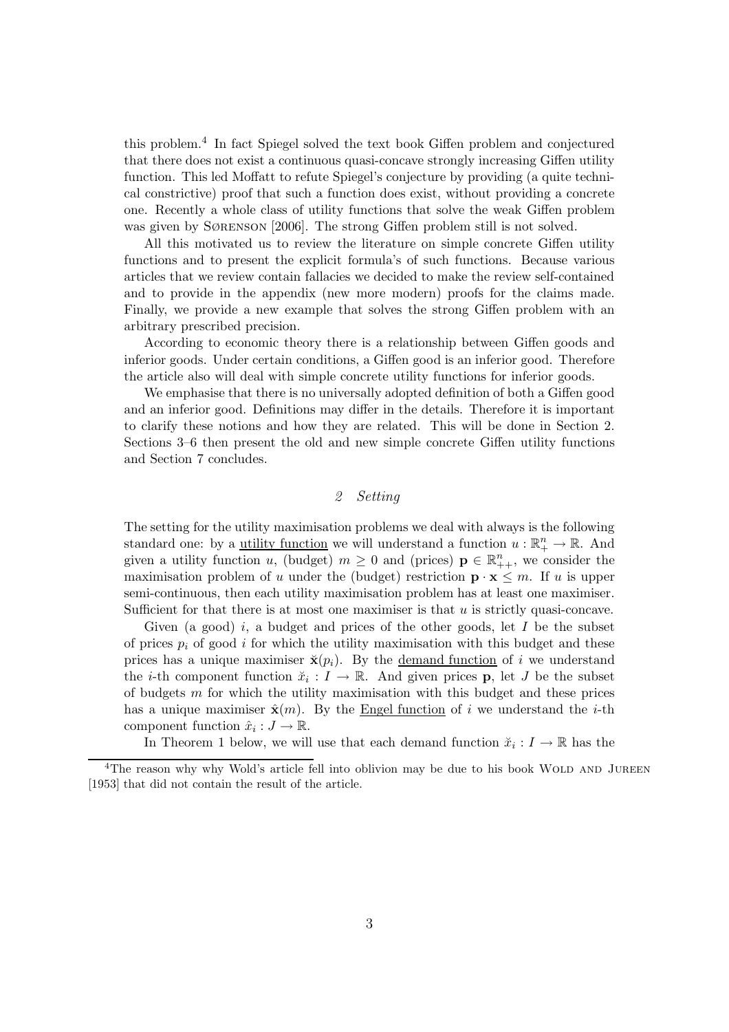this problem.[4] In fact Spiegel solved the text book Giffen problem and conjectured that there does not exist a continuous quasi-concave strongly increasing Giffen utility function. This led Moffatt to refute Spiegel's conjecture by providing (a quite technical constrictive) proof that such a function does exist, without providing a concrete one. Recently a whole class of utility functions that solve the weak Giffen problem was given by Sørenson [2006]. The strong Giffen problem still is not solved.

All this motivated us to review the literature on simple concrete Giffen utility functions and to present the explicit formula's of such functions. Because various articles that we review contain fallacies we decided to make the review self-contained and to provide in the appendix (new more modern) proofs for the claims made. Finally, we provide a new example that solves the strong Giffen problem with an arbitrary prescribed precision.

According to economic theory there is a relationship between Giffen goods and inferior goods. Under certain conditions, a Giffen good is an inferior good. Therefore the article also will deal with simple concrete utility functions for inferior goods.

We emphasise that there is no universally adopted definition of both a Giffen good and an inferior good. Definitions may differ in the details. Therefore it is important to clarify these notions and how they are related. This will be done in Section 2. Sections 3–6 then present the old and new simple concrete Giffen utility functions and Section 7 concludes.

## *2 Setting*

The setting for the utility maximisation problems we deal with always is the following standard one: by a utility function we will understand a function $u : \mathbb{R}^n_+ \to \mathbb{R}$. And given a utility function $u$, (budget) $m \geq 0$ and (prices) $\mathbf{p} \in \mathbb{R}^n_{++}$, we consider the maximisation problem of $u$ under the (budget) restriction $\mathbf{p} \cdot \mathbf{x} \leq m$. If $u$ is upper semi-continuous, then each utility maximisation problem has at least one maximiser. Sufficient for that there is at most one maximiser is that $u$ is strictly quasi-concave.

Given (a good) $i$, a budget and prices of the other goods, let $I$ be the subset of prices $p_i$ of good $i$ for which the utility maximisation with this budget and these prices has a unique maximiser $\breve{\mathbf{x}}(p_i)$. By the demand function of $i$ we understand the $i$-th component function $\breve{x}_i : I \to \mathbb{R}$. And given prices $\mathbf{p}$, let $J$ be the subset of budgets $m$ for which the utility maximisation with this budget and these prices has a unique maximiser $\hat{\mathbf{x}}(m)$. By the Engel function of $i$ we understand the $i$-th component function $\hat{x}_i : J \to \mathbb{R}$.

In Theorem 1 below, we will use that each demand function $\breve{x}_i : I \to \mathbb{R}$ has the

[4] The reason why why Wold's article fell into oblivion may be due to his book Wold and Jureen [1953] that did not contain the result of the article.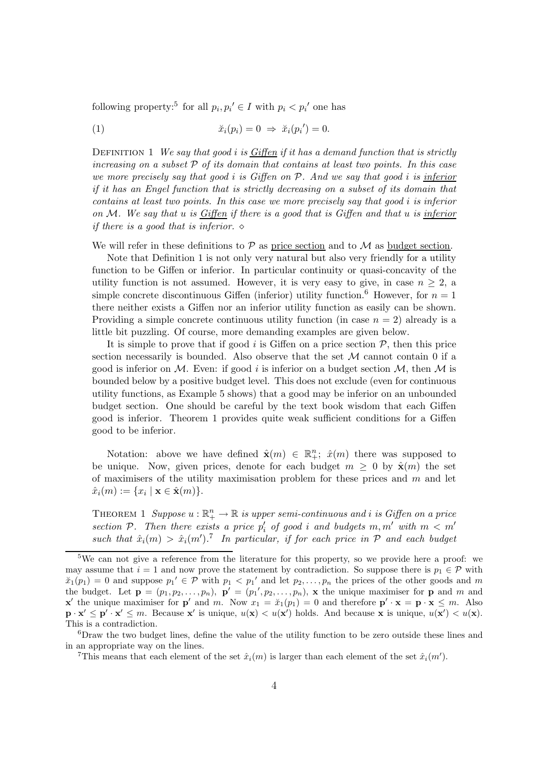following property:[5] for all $p_i, p_i' \in I$ with $p_i < p_i'$ one has

$$\breve{x}_i(p_i) = 0 \;\Rightarrow\; \breve{x}_i(p_i') = 0. \tag{1}$$

Definition 1 *We say that good $i$ is* Giffen *if it has a demand function that is strictly increasing on a subset $\mathcal{P}$ of its domain that contains at least two points. In this case we more precisely say that good $i$ is Giffen on $\mathcal{P}$. And we say that good $i$ is* inferior *if it has an Engel function that is strictly decreasing on a subset of its domain that contains at least two points. In this case we more precisely say that good $i$ is inferior on $\mathcal{M}$. We say that $u$ is* Giffen *if there is a good that is Giffen and that $u$ is* inferior *if there is a good that is inferior.* $\diamond$

We will refer in these definitions to $\mathcal{P}$ as price section and to $\mathcal{M}$ as budget section.

Note that Definition 1 is not only very natural but also very friendly for a utility function to be Giffen or inferior. In particular continuity or quasi-concavity of the utility function is not assumed. However, it is very easy to give, in case $n \geq 2$, a simple concrete discontinuous Giffen (inferior) utility function.[6] However, for $n = 1$ there neither exists a Giffen nor an inferior utility function as easily can be shown. Providing a simple concrete continuous utility function (in case $n = 2$) already is a little bit puzzling. Of course, more demanding examples are given below.

It is simple to prove that if good $i$ is Giffen on a price section $\mathcal{P}$, then this price section necessarily is bounded. Also observe that the set $\mathcal{M}$ cannot contain 0 if a good is inferior on $\mathcal{M}$. Even: if good $i$ is inferior on a budget section $\mathcal{M}$, then $\mathcal{M}$ is bounded below by a positive budget level. This does not exclude (even for continuous utility functions, as Example 5 shows) that a good may be inferior on an unbounded budget section. One should be careful by the text book wisdom that each Giffen good is inferior. Theorem 1 provides quite weak sufficient conditions for a Giffen good to be inferior.

Notation: above we have defined $\hat{\mathbf{x}}(m) \in \mathbb{R}^n_+$; $\hat{x}(m)$ there was supposed to be unique. Now, given prices, denote for each budget $m \geq 0$ by $\hat{\mathbf{x}}(m)$ the set of maximisers of the utility maximisation problem for these prices and $m$ and let $\hat{x}_i(m) := \{x_i \mid \mathbf{x} \in \hat{\mathbf{x}}(m)\}$.

Theorem 1 *Suppose $u : \mathbb{R}^n_+ \to \mathbb{R}$ is upper semi-continuous and $i$ is Giffen on a price section $\mathcal{P}$. Then there exists a price $p_i'$ of good $i$ and budgets $m, m'$ with $m < m'$ such that $\hat{x}_i(m) > \hat{x}_i(m')$.*[7] *In particular, if for each price in $\mathcal{P}$ and each budget*

---

[5] We can not give a reference from the literature for this property, so we provide here a proof: we may assume that $i = 1$ and now prove the statement by contradiction. So suppose there is $p_1 \in \mathcal{P}$ with $\breve{x}_1(p_1) = 0$ and suppose $p_1' \in \mathcal{P}$ with $p_1 < p_1'$ and let $p_2, \ldots, p_n$ the prices of the other goods and $m$ the budget. Let $\mathbf{p} = (p_1, p_2, \ldots, p_n)$, $\mathbf{p}' = (p_1', p_2, \ldots, p_n)$, $\mathbf{x}$ the unique maximiser for $\mathbf{p}$ and $m$ and $\mathbf{x}'$ the unique maximiser for $\mathbf{p}'$ and $m$. Now $x_1 = \breve{x}_1(p_1) = 0$ and therefore $\mathbf{p}' \cdot \mathbf{x} = \mathbf{p} \cdot \mathbf{x} \leq m$. Also $\mathbf{p} \cdot \mathbf{x}' \leq \mathbf{p}' \cdot \mathbf{x}' \leq m$. Because $\mathbf{x}'$ is unique, $u(\mathbf{x}) < u(\mathbf{x}')$ holds. And because $\mathbf{x}$ is unique, $u(\mathbf{x}') < u(\mathbf{x})$. This is a contradiction.

[6] Draw the two budget lines, define the value of the utility function to be zero outside these lines and in an appropriate way on the lines.

[7] This means that each element of the set $\hat{x}_i(m)$ is larger than each element of the set $\hat{x}_i(m')$.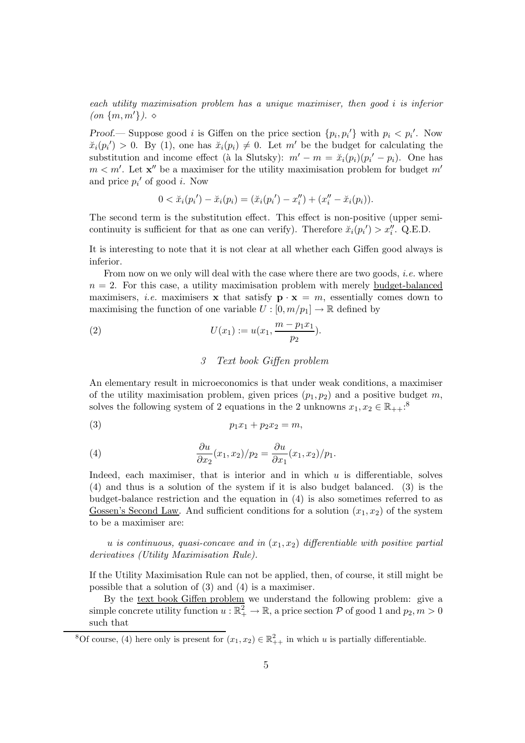*each utility maximisation problem has a unique maximiser, then good $i$ is inferior (on $\{m, m'\}$).* $\diamond$

*Proof.*— Suppose good $i$ is Giffen on the price section $\{p_i, p_i'\}$ with $p_i < p_i'$. Now $\check{x}_i(p_i') > 0$. By (1), one has $\check{x}_i(p_i) \neq 0$. Let $m'$ be the budget for calculating the substitution and income effect (à la Slutsky): $m' - m = \check{x}_i(p_i)(p_i' - p_i)$. One has $m < m'$. Let $\mathbf{x}''$ be a maximiser for the utility maximisation problem for budget $m'$ and price $p_i'$ of good $i$. Now

$$0 < \check{x}_i(p_i') - \check{x}_i(p_i) = (\check{x}_i(p_i') - x_i'') + (x_i'' - \check{x}_i(p_i)).$$

The second term is the substitution effect. This effect is non-positive (upper semi-continuity is sufficient for that as one can verify). Therefore $\check{x}_i(p_i') > x_i''$. Q.E.D.

It is interesting to note that it is not clear at all whether each Giffen good always is inferior.

From now on we only will deal with the case where there are two goods, *i.e.* where $n = 2$. For this case, a utility maximisation problem with merely budget-balanced maximisers, *i.e.* maximisers $\mathbf{x}$ that satisfy $\mathbf{p} \cdot \mathbf{x} = m$, essentially comes down to maximising the function of one variable $U : [0, m/p_1] \to \mathbb{R}$ defined by

$$U(x_1) := u(x_1, \frac{m - p_1 x_1}{p_2}). \tag{2}$$

### 3 Text book Giffen problem

An elementary result in microeconomics is that under weak conditions, a maximiser of the utility maximisation problem, given prices $(p_1, p_2)$ and a positive budget $m$, solves the following system of 2 equations in the 2 unknowns $x_1, x_2 \in \mathbb{R}_{++}$:[8]

$$p_1 x_1 + p_2 x_2 = m, \tag{3}$$

$$\frac{\partial u}{\partial x_2}(x_1, x_2)/p_2 = \frac{\partial u}{\partial x_1}(x_1, x_2)/p_1. \tag{4}$$

Indeed, each maximiser, that is interior and in which $u$ is differentiable, solves (4) and thus is a solution of the system if it is also budget balanced. (3) is the budget-balance restriction and the equation in (4) is also sometimes referred to as Gossen's Second Law. And sufficient conditions for a solution $(x_1, x_2)$ of the system to be a maximiser are:

*$u$ is continuous, quasi-concave and in $(x_1, x_2)$ differentiable with positive partial derivatives (Utility Maximisation Rule).*

If the Utility Maximisation Rule can not be applied, then, of course, it still might be possible that a solution of (3) and (4) is a maximiser.

By the text book Giffen problem we understand the following problem: give a simple concrete utility function $u : \mathbb{R}^2_+ \to \mathbb{R}$, a price section $\mathcal{P}$ of good 1 and $p_2, m > 0$ such that

[8] Of course, (4) here only is present for $(x_1, x_2) \in \mathbb{R}^2_{++}$ in which $u$ is partially differentiable.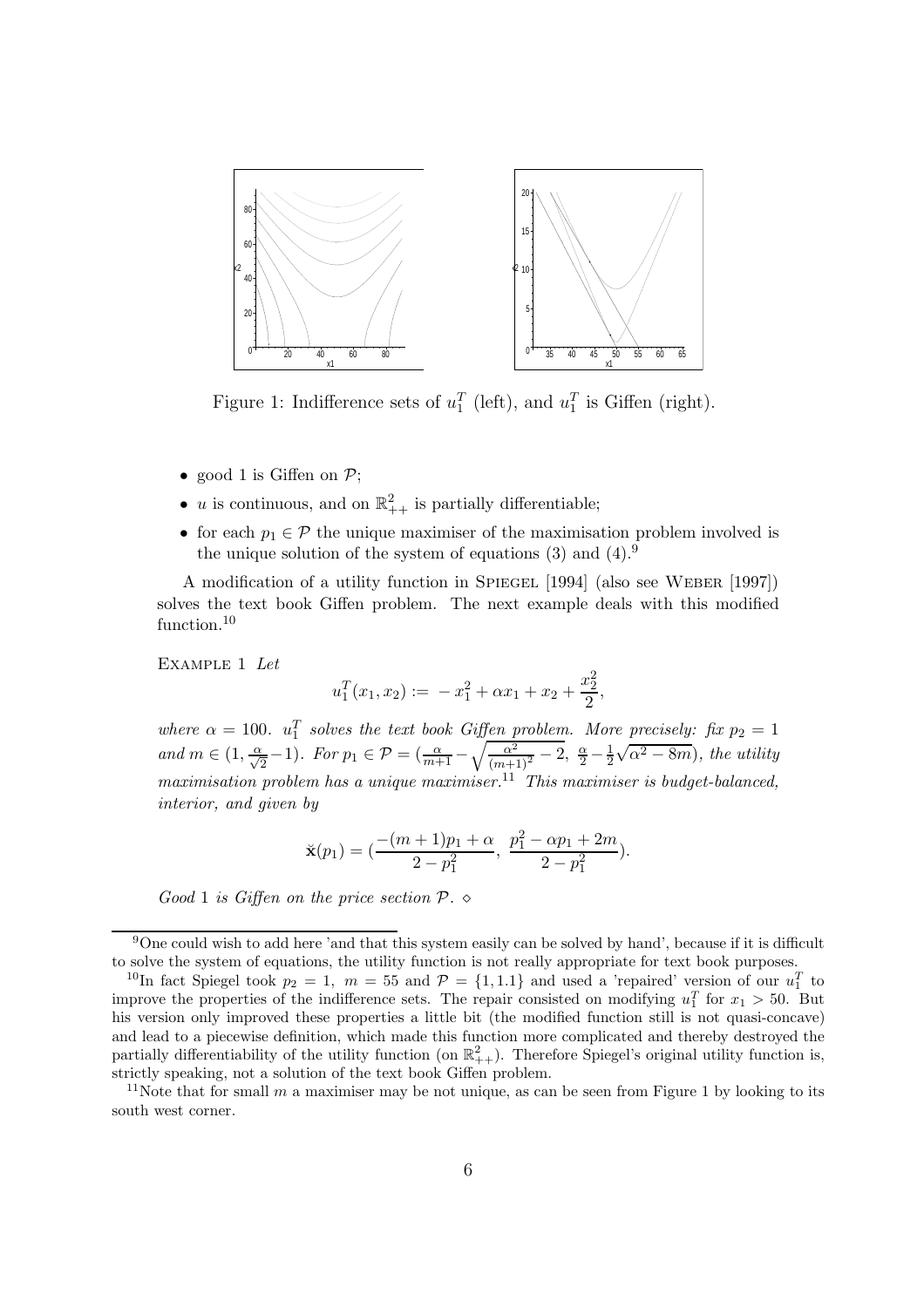Figure 1: Indifference sets of $u_1^T$ (left), and $u_1^T$ is Giffen (right).

- good 1 is Giffen on $\mathcal{P}$;
- $u$ is continuous, and on $\mathbb{R}^2_{++}$ is partially differentiable;
- for each $p_1 \in \mathcal{P}$ the unique maximiser of the maximisation problem involved is the unique solution of the system of equations (3) and (4).[9]

A modification of a utility function in Spiegel [1994] (also see Weber [1997]) solves the text book Giffen problem. The next example deals with this modified function.[10]

Example 1 *Let*

$$u_1^T(x_1, x_2) := -x_1^2 + \alpha x_1 + x_2 + \frac{x_2^2}{2},$$

*where $\alpha = 100$. $u_1^T$ solves the text book Giffen problem. More precisely: fix $p_2 = 1$ and $m \in (1, \frac{\alpha}{\sqrt{2}} - 1)$. For $p_1 \in \mathcal{P} = (\frac{\alpha}{m+1} - \sqrt{\frac{\alpha^2}{(m+1)^2} - 2},\ \frac{\alpha}{2} - \frac{1}{2}\sqrt{\alpha^2 - 8m})$, the utility maximisation problem has a unique maximiser.*[11] *This maximiser is budget-balanced, interior, and given by*

$$\check{\mathbf{x}}(p_1) = (\frac{-(m+1)p_1 + \alpha}{2 - p_1^2},\ \frac{p_1^2 - \alpha p_1 + 2m}{2 - p_1^2}).$$

*Good* 1 *is Giffen on the price section $\mathcal{P}$.* $\diamond$

---

[9] One could wish to add here 'and that this system easily can be solved by hand', because if it is difficult to solve the system of equations, the utility function is not really appropriate for text book purposes.

[10] In fact Spiegel took $p_2 = 1$, $m = 55$ and $\mathcal{P} = \{1, 1.1\}$ and used a 'repaired' version of our $u_1^T$ to improve the properties of the indifference sets. The repair consisted on modifying $u_1^T$ for $x_1 > 50$. But his version only improved these properties a little bit (the modified function still is not quasi-concave) and lead to a piecewise definition, which made this function more complicated and thereby destroyed the partially differentiability of the utility function (on $\mathbb{R}^2_{++}$). Therefore Spiegel's original utility function is, strictly speaking, not a solution of the text book Giffen problem.

[11] Note that for small $m$ a maximiser may be not unique, as can be seen from Figure 1 by looking to its south west corner.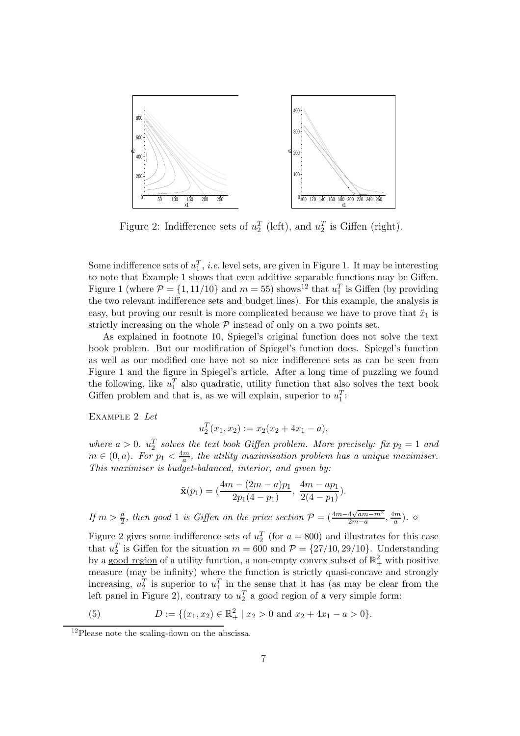Figure 2: Indifference sets of $u_2^T$ (left), and $u_2^T$ is Giffen (right).

Some indifference sets of $u_1^T$, *i.e.* level sets, are given in Figure 1. It may be interesting to note that Example 1 shows that even additive separable functions may be Giffen. Figure 1 (where $\mathcal{P} = \{1, 11/10\}$ and $m = 55$) shows[12] that $u_1^T$ is Giffen (by providing the two relevant indifference sets and budget lines). For this example, the analysis is easy, but proving our result is more complicated because we have to prove that $\check{x}_1$ is strictly increasing on the whole $\mathcal{P}$ instead of only on a two points set.

As explained in footnote 10, Spiegel's original function does not solve the text book problem. But our modification of Spiegel's function does. Spiegel's function as well as our modified one have not so nice indifference sets as can be seen from Figure 1 and the figure in Spiegel's article. After a long time of puzzling we found the following, like $u_1^T$ also quadratic, utility function that also solves the text book Giffen problem and that is, as we will explain, superior to $u_1^T$:

Example 2 *Let*

$$u_2^T(x_1, x_2) := x_2(x_2 + 4x_1 - a),$$

*where $a > 0$. $u_2^T$ solves the text book Giffen problem. More precisely: fix $p_2 = 1$ and $m \in (0, a)$. For $p_1 < \frac{4m}{a}$, the utility maximisation problem has a unique maximiser. This maximiser is budget-balanced, interior, and given by:*

$$\tilde{\mathbf{x}}(p_1) = (\frac{4m - (2m - a)p_1}{2p_1(4 - p_1)}, \ \frac{4m - ap_1}{2(4 - p_1)}).$$

*If $m > \frac{a}{2}$, then good 1 is Giffen on the price section $\mathcal{P} = (\frac{4m - 4\sqrt{am - m^2}}{2m - a}, \frac{4m}{a})$.* $\diamond$

Figure 2 gives some indifference sets of $u_2^T$ (for $a = 800$) and illustrates for this case that $u_2^T$ is Giffen for the situation $m = 600$ and $\mathcal{P} = \{27/10, 29/10\}$. Understanding by a good region of a utility function, a non-empty convex subset of $\mathbb{R}_+^2$ with positive measure (may be infinity) where the function is strictly quasi-concave and strongly increasing, $u_2^T$ is superior to $u_1^T$ in the sense that it has (as may be clear from the left panel in Figure 2), contrary to $u_2^T$ a good region of a very simple form:

$$(5) \qquad D := \{(x_1, x_2) \in \mathbb{R}_+^2 \mid x_2 > 0 \text{ and } x_2 + 4x_1 - a > 0\}.$$

[12] Please note the scaling-down on the abscissa.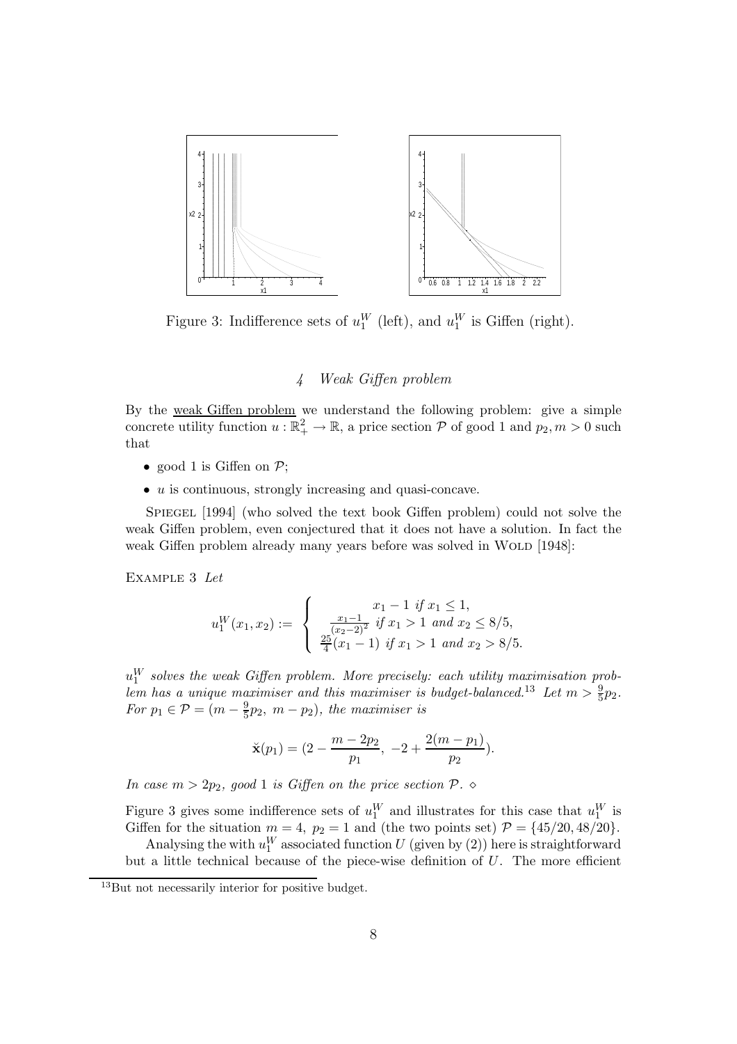Figure 3: Indifference sets of $u_1^W$ (left), and $u_1^W$ is Giffen (right).

## 4 Weak Giffen problem

By the weak Giffen problem we understand the following problem: give a simple concrete utility function $u : \mathbb{R}^2_+ \to \mathbb{R}$, a price section $\mathcal{P}$ of good 1 and $p_2, m > 0$ such that

- good 1 is Giffen on $\mathcal{P}$;
- $u$ is continuous, strongly increasing and quasi-concave.

Spiegel [1994] (who solved the text book Giffen problem) could not solve the weak Giffen problem, even conjectured that it does not have a solution. In fact the weak Giffen problem already many years before was solved in Wold [1948]:

Example 3 *Let*

$$u_1^W(x_1, x_2) := \begin{cases} x_1 - 1 \text{ if } x_1 \leq 1, \\ \frac{x_1 - 1}{(x_2 - 2)^2} \text{ if } x_1 > 1 \text{ and } x_2 \leq 8/5, \\ \frac{25}{4}(x_1 - 1) \text{ if } x_1 > 1 \text{ and } x_2 > 8/5. \end{cases}$$

*$u_1^W$ solves the weak Giffen problem. More precisely: each utility maximisation problem has a unique maximiser and this maximiser is budget-balanced.*[13] *Let $m > \frac{9}{5}p_2$. For $p_1 \in \mathcal{P} = (m - \frac{9}{5}p_2,\ m - p_2)$, the maximiser is*

$$\breve{\mathbf{x}}(p_1) = (2 - \frac{m - 2p_2}{p_1},\ -2 + \frac{2(m - p_1)}{p_2}).$$

*In case $m > 2p_2$, good 1 is Giffen on the price section $\mathcal{P}$.* $\diamond$

Figure 3 gives some indifference sets of $u_1^W$ and illustrates for this case that $u_1^W$ is Giffen for the situation $m = 4,\ p_2 = 1$ and (the two points set) $\mathcal{P} = \{45/20, 48/20\}$.

Analysing the with $u_1^W$ associated function $U$ (given by (2)) here is straightforward but a little technical because of the piece-wise definition of $U$. The more efficient

[13] But not necessarily interior for positive budget.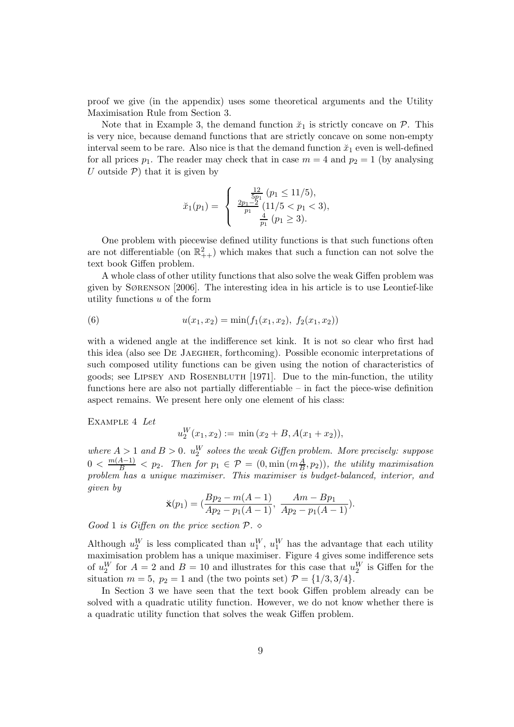proof we give (in the appendix) uses some theoretical arguments and the Utility Maximisation Rule from Section 3.

Note that in Example 3, the demand function $\breve{x}_1$ is strictly concave on $\mathcal{P}$. This is very nice, because demand functions that are strictly concave on some non-empty interval seem to be rare. Also nice is that the demand function $\breve{x}_1$ even is well-defined for all prices $p_1$. The reader may check that in case $m = 4$ and $p_2 = 1$ (by analysing $U$ outside $\mathcal{P}$) that it is given by

$$\breve{x}_1(p_1) = \begin{cases} \frac{12}{5p_1} \ (p_1 \leq 11/5), \\ \frac{2p_1-2}{p_1} \ (11/5 < p_1 < 3), \\ \frac{4}{p_1} \ (p_1 \geq 3). \end{cases}$$

One problem with piecewise defined utility functions is that such functions often are not differentiable (on $\mathbb{R}^2_{++}$) which makes that such a function can not solve the text book Giffen problem.

A whole class of other utility functions that also solve the weak Giffen problem was given by Sørenson [2006]. The interesting idea in his article is to use Leontief-like utility functions $u$ of the form

$$u(x_1, x_2) = \min(f_1(x_1, x_2),\ f_2(x_1, x_2)) \tag{6}$$

with a widened angle at the indifference set kink. It is not so clear who first had this idea (also see De Jaegher, forthcoming). Possible economic interpretations of such composed utility functions can be given using the notion of characteristics of goods; see Lipsey and Rosenbluth [1971]. Due to the min-function, the utility functions here are also not partially differentiable – in fact the piece-wise definition aspect remains. We present here only one element of his class:

Example 4 *Let*

$$u_2^W(x_1, x_2) :=\ \min{(x_2 + B, A(x_1 + x_2))},$$

*where $A > 1$ and $B > 0$. $u_2^W$ solves the weak Giffen problem. More precisely: suppose $0 < \frac{m(A-1)}{B} < p_2$. Then for $p_1 \in \mathcal{P} = (0, \min{(m\frac{A}{B}, p_2)})$, the utility maximisation problem has a unique maximiser. This maximiser is budget-balanced, interior, and given by*

$$\breve{\mathbf{x}}(p_1) = (\frac{Bp_2 - m(A-1)}{Ap_2 - p_1(A-1)},\ \frac{Am - Bp_1}{Ap_2 - p_1(A-1)}).$$

*Good 1 is Giffen on the price section $\mathcal{P}$.* $\diamond$

Although $u_2^W$ is less complicated than $u_1^W$, $u_1^W$ has the advantage that each utility maximisation problem has a unique maximiser. Figure 4 gives some indifference sets of $u_2^W$ for $A = 2$ and $B = 10$ and illustrates for this case that $u_2^W$ is Giffen for the situation $m = 5$, $p_2 = 1$ and (the two points set) $\mathcal{P} = \{1/3, 3/4\}$.

In Section 3 we have seen that the text book Giffen problem already can be solved with a quadratic utility function. However, we do not know whether there is a quadratic utility function that solves the weak Giffen problem.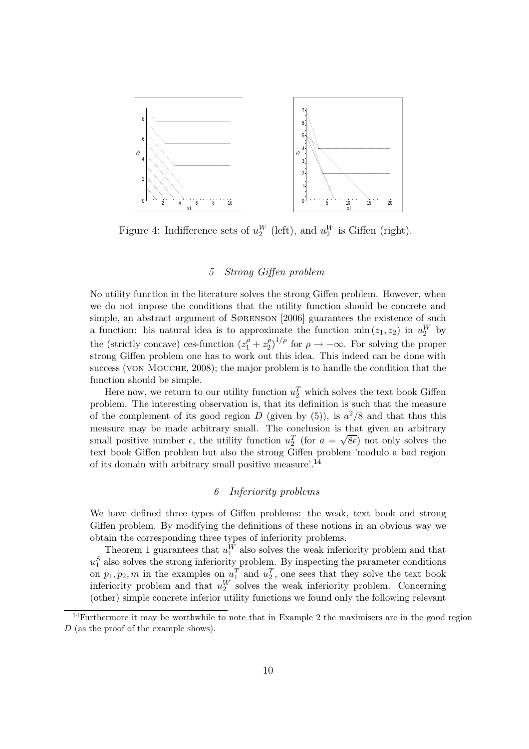Figure 4: Indifference sets of $u_2^W$ (left), and $u_2^W$ is Giffen (right).

## 5 Strong Giffen problem

No utility function in the literature solves the strong Giffen problem. However, when we do not impose the conditions that the utility function should be concrete and simple, an abstract argument of Sørenson [2006] guarantees the existence of such a function: his natural idea is to approximate the function $\min(z_1, z_2)$ in $u_2^W$ by the (strictly concave) ces-function $(z_1^\rho + z_2^\rho)^{1/\rho}$ for $\rho \to -\infty$. For solving the proper strong Giffen problem one has to work out this idea. This indeed can be done with success (von Mouche, 2008); the major problem is to handle the condition that the function should be simple.

Here now, we return to our utility function $u_2^T$ which solves the text book Giffen problem. The interesting observation is, that its definition is such that the measure of the complement of its good region $D$ (given by (5)), is $a^2/8$ and that thus this measure may be made arbitrary small. The conclusion is that given an arbitrary small positive number $\epsilon$, the utility function $u_2^T$ (for $a = \sqrt{8\epsilon}$) not only solves the text book Giffen problem but also the strong Giffen problem 'modulo a bad region of its domain with arbitrary small positive measure'.[14]

## 6 Inferiority problems

We have defined three types of Giffen problems: the weak, text book and strong Giffen problem. By modifying the definitions of these notions in an obvious way we obtain the corresponding three types of inferiority problems.

Theorem 1 guarantees that $u_1^W$ also solves the weak inferiority problem and that $u_1^S$ also solves the strong inferiority problem. By inspecting the parameter conditions on $p_1, p_2, m$ in the examples on $u_1^T$ and $u_2^T$, one sees that they solve the text book inferiority problem and that $u_2^W$ solves the weak inferiority problem. Concerning (other) simple concrete inferior utility functions we found only the following relevant

[14] Furthermore it may be worthwhile to note that in Example 2 the maximisers are in the good region $D$ (as the proof of the example shows).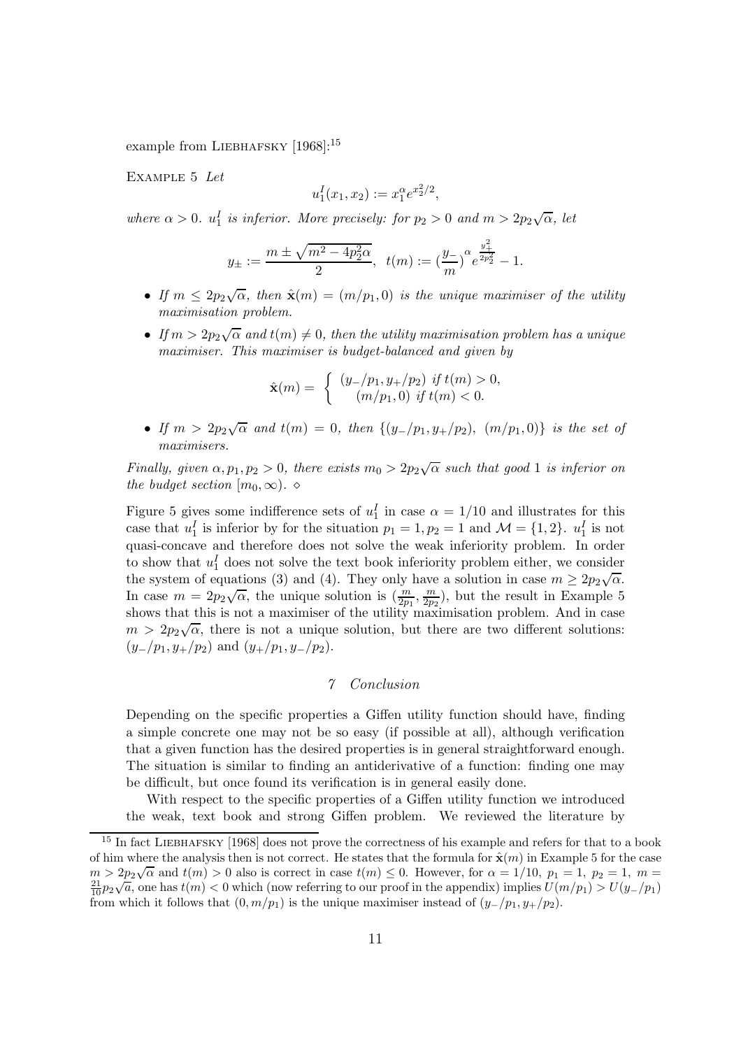example from Liebhafsky [1968]:[15]

Example 5 *Let*

$$u_1^I(x_1, x_2) := x_1^\alpha e^{x_2^2/2},$$

*where* $\alpha > 0$. $u_1^I$ *is inferior. More precisely: for* $p_2 > 0$ *and* $m > 2p_2\sqrt{\alpha}$, *let*

$$y_\pm := \frac{m \pm \sqrt{m^2 - 4p_2^2\alpha}}{2}, \;\; t(m) := \left(\frac{y_-}{m}\right)^\alpha e^{\frac{y_+^2}{2p_2^2}} - 1.$$

- *If* $m \leq 2p_2\sqrt{\alpha}$, *then* $\hat{\mathbf{x}}(m) = (m/p_1, 0)$ *is the unique maximiser of the utility maximisation problem.*
- *If* $m > 2p_2\sqrt{\alpha}$ *and* $t(m) \neq 0$, *then the utility maximisation problem has a unique maximiser. This maximiser is budget-balanced and given by*

$$\hat{\mathbf{x}}(m) = \begin{cases} (y_-/p_1, y_+/p_2) \text{ if } t(m) > 0, \\ (m/p_1, 0) \text{ if } t(m) < 0. \end{cases}$$

- *If* $m > 2p_2\sqrt{\alpha}$ *and* $t(m) = 0$, *then* $\{(y_-/p_1, y_+/p_2),\ (m/p_1, 0)\}$ *is the set of maximisers.*

*Finally, given* $\alpha, p_1, p_2 > 0$, *there exists* $m_0 > 2p_2\sqrt{\alpha}$ *such that good* 1 *is inferior on the budget section* $[m_0, \infty)$. $\diamond$

Figure 5 gives some indifference sets of $u_1^I$ in case $\alpha = 1/10$ and illustrates for this case that $u_1^I$ is inferior by for the situation $p_1 = 1, p_2 = 1$ and $\mathcal{M} = \{1, 2\}$. $u_1^I$ is not quasi-concave and therefore does not solve the weak inferiority problem. In order to show that $u_1^I$ does not solve the text book inferiority problem either, we consider the system of equations (3) and (4). They only have a solution in case $m \geq 2p_2\sqrt{\alpha}$. In case $m = 2p_2\sqrt{\alpha}$, the unique solution is $(\frac{m}{2p_1}, \frac{m}{2p_2})$, but the result in Example 5 shows that this is not a maximiser of the utility maximisation problem. And in case $m > 2p_2\sqrt{\alpha}$, there is not a unique solution, but there are two different solutions: $(y_-/p_1, y_+/p_2)$ and $(y_+/p_1, y_-/p_2)$.

## 7 Conclusion

Depending on the specific properties a Giffen utility function should have, finding a simple concrete one may not be so easy (if possible at all), although verification that a given function has the desired properties is in general straightforward enough. The situation is similar to finding an antiderivative of a function: finding one may be difficult, but once found its verification is in general easily done.

With respect to the specific properties of a Giffen utility function we introduced the weak, text book and strong Giffen problem. We reviewed the literature by

---

[15] In fact Liebhafsky [1968] does not prove the correctness of his example and refers for that to a book of him where the analysis then is not correct. He states that the formula for $\hat{\mathbf{x}}(m)$ in Example 5 for the case $m > 2p_2\sqrt{\alpha}$ and $t(m) > 0$ also is correct in case $t(m) \leq 0$. However, for $\alpha = 1/10$, $p_1 = 1$, $p_2 = 1$, $m = \frac{21}{10}p_2\sqrt{a}$, one has $t(m) < 0$ which (now referring to our proof in the appendix) implies $U(m/p_1) > U(y_-/p_1)$ from which it follows that $(0, m/p_1)$ is the unique maximiser instead of $(y_-/p_1, y_+/p_2)$.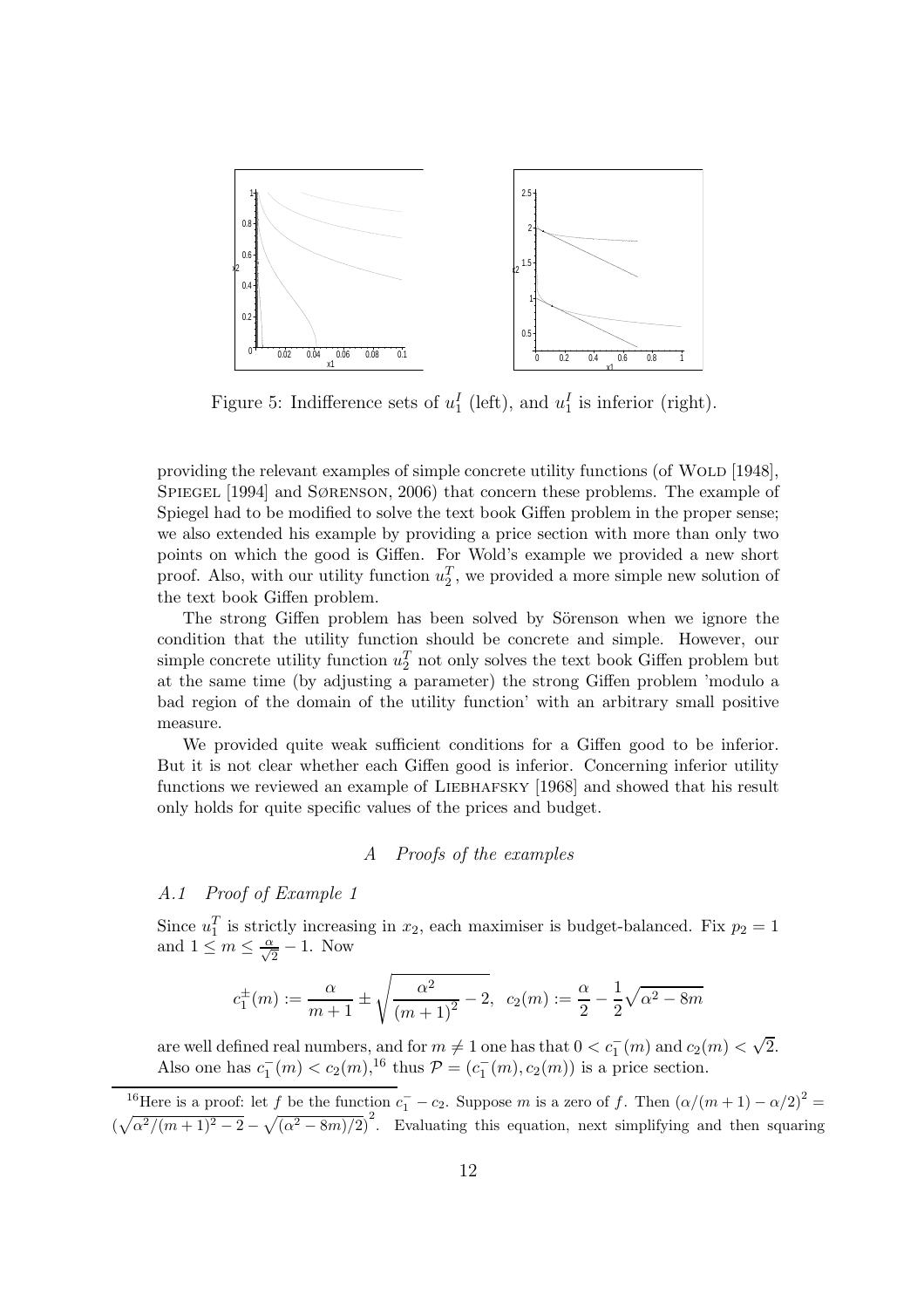Figure 5: Indifference sets of $u_1^I$ (left), and $u_1^I$ is inferior (right).

providing the relevant examples of simple concrete utility functions (of Wold [1948], Spiegel [1994] and Sørenson, 2006) that concern these problems. The example of Spiegel had to be modified to solve the text book Giffen problem in the proper sense; we also extended his example by providing a price section with more than only two points on which the good is Giffen. For Wold's example we provided a new short proof. Also, with our utility function $u_2^T$, we provided a more simple new solution of the text book Giffen problem.

The strong Giffen problem has been solved by Sörenson when we ignore the condition that the utility function should be concrete and simple. However, our simple concrete utility function $u_2^T$ not only solves the text book Giffen problem but at the same time (by adjusting a parameter) the strong Giffen problem 'modulo a bad region of the domain of the utility function' with an arbitrary small positive measure.

We provided quite weak sufficient conditions for a Giffen good to be inferior. But it is not clear whether each Giffen good is inferior. Concerning inferior utility functions we reviewed an example of Liebhafsky [1968] and showed that his result only holds for quite specific values of the prices and budget.

## *A Proofs of the examples*

### *A.1 Proof of Example 1*

Since $u_1^T$ is strictly increasing in $x_2$, each maximiser is budget-balanced. Fix $p_2 = 1$ and $1 \leq m \leq \frac{\alpha}{\sqrt{2}} - 1$. Now

$$c_1^{\pm}(m) := \frac{\alpha}{m+1} \pm \sqrt{\frac{\alpha^2}{(m+1)^2} - 2}, \quad c_2(m) := \frac{\alpha}{2} - \frac{1}{2}\sqrt{\alpha^2 - 8m}$$

are well defined real numbers, and for $m \neq 1$ one has that $0 < c_1^-(m)$ and $c_2(m) < \sqrt{2}$. Also one has $c_1^-(m) < c_2(m)$,[16] thus $\mathcal{P} = (c_1^-(m), c_2(m))$ is a price section.

[16] Here is a proof: let $f$ be the function $c_1^- - c_2$. Suppose $m$ is a zero of $f$. Then $(\alpha/(m+1) - \alpha/2)^2 = (\sqrt{\alpha^2/(m+1)^2 - 2} - \sqrt{(\alpha^2 - 8m)/2})^2$. Evaluating this equation, next simplifying and then squaring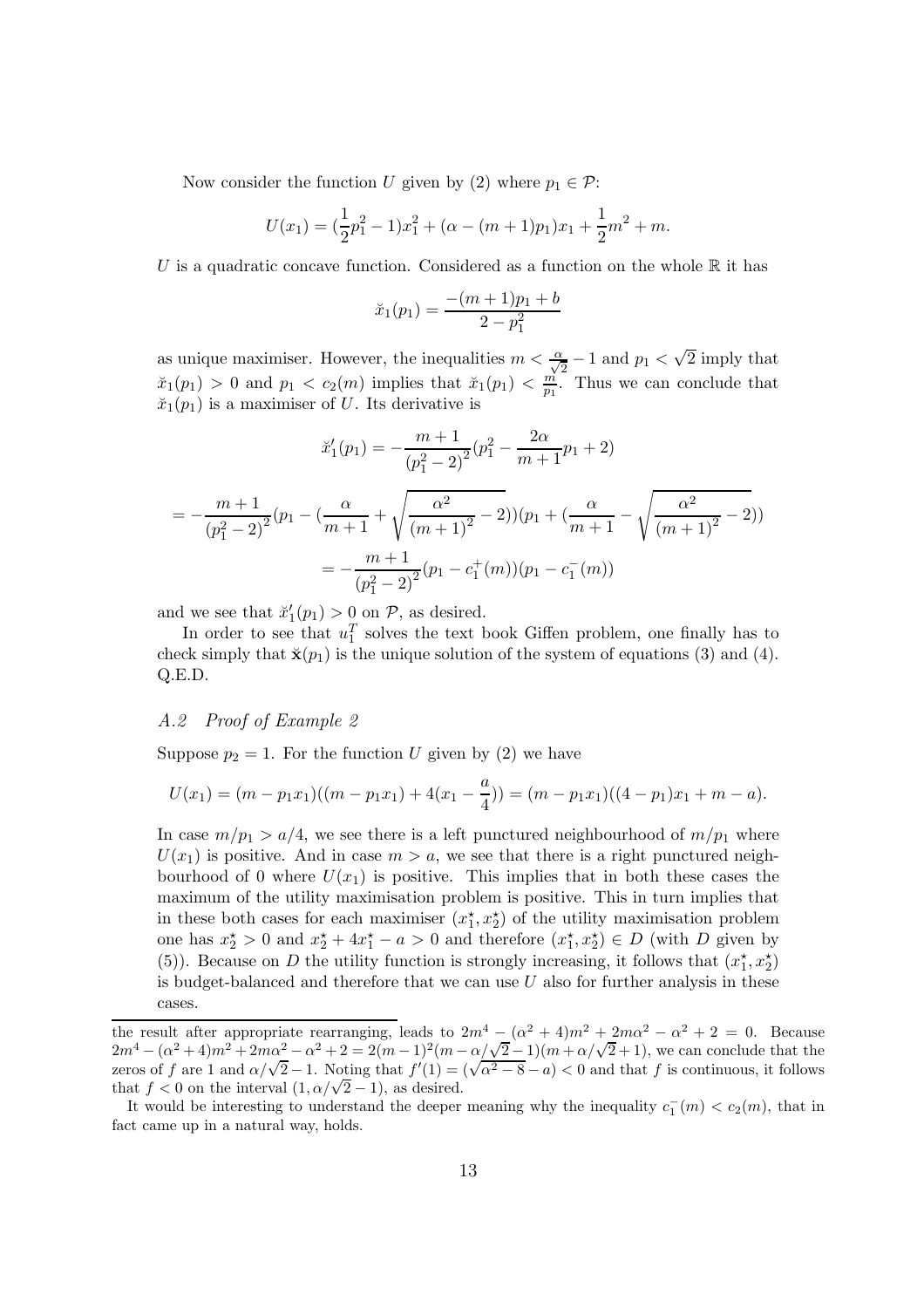Now consider the function $U$ given by (2) where $p_1 \in \mathcal{P}$:

$$U(x_1) = (\frac{1}{2}p_1^2 - 1)x_1^2 + (\alpha - (m+1)p_1)x_1 + \frac{1}{2}m^2 + m.$$

$U$ is a quadratic concave function. Considered as a function on the whole $\mathbb{R}$ it has

$$\breve{x}_1(p_1) = \frac{-(m+1)p_1 + b}{2 - p_1^2}$$

as unique maximiser. However, the inequalities $m < \frac{\alpha}{\sqrt{2}} - 1$ and $p_1 < \sqrt{2}$ imply that $\breve{x}_1(p_1) > 0$ and $p_1 < c_2(m)$ implies that $\breve{x}_1(p_1) < \frac{m}{p_1}$. Thus we can conclude that $\breve{x}_1(p_1)$ is a maximiser of $U$. Its derivative is

$$\breve{x}_1'(p_1) = -\frac{m+1}{(p_1^2 - 2)^2}(p_1^2 - \frac{2\alpha}{m+1}p_1 + 2)$$

$$= -\frac{m+1}{(p_1^2-2)^2}(p_1 - (\frac{\alpha}{m+1} + \sqrt{\frac{\alpha^2}{(m+1)^2} - 2}))(p_1 + (\frac{\alpha}{m+1} - \sqrt{\frac{\alpha^2}{(m+1)^2} - 2}))$$

$$= -\frac{m+1}{(p_1^2-2)^2}(p_1 - c_1^+(m))(p_1 - c_1^-(m))$$

and we see that $\breve{x}_1'(p_1) > 0$ on $\mathcal{P}$, as desired.

In order to see that $u_1^T$ solves the text book Giffen problem, one finally has to check simply that $\breve{\mathbf{x}}(p_1)$ is the unique solution of the system of equations (3) and (4). Q.E.D.

### *A.2 Proof of Example 2*

Suppose $p_2 = 1$. For the function $U$ given by (2) we have

$$U(x_1) = (m - p_1x_1)((m - p_1x_1) + 4(x_1 - \frac{a}{4})) = (m - p_1x_1)((4 - p_1)x_1 + m - a).$$

In case $m/p_1 > a/4$, we see there is a left punctured neighbourhood of $m/p_1$ where $U(x_1)$ is positive. And in case $m > a$, we see that there is a right punctured neighbourhood of 0 where $U(x_1)$ is positive. This implies that in both these cases the maximum of the utility maximisation problem is positive. This in turn implies that in these both cases for each maximiser $(x_1^\star, x_2^\star)$ of the utility maximisation problem one has $x_2^\star > 0$ and $x_2^\star + 4x_1^\star - a > 0$ and therefore $(x_1^\star, x_2^\star) \in D$ (with $D$ given by (5)). Because on $D$ the utility function is strongly increasing, it follows that $(x_1^\star, x_2^\star)$ is budget-balanced and therefore that we can use $U$ also for further analysis in these cases.

---

the result after appropriate rearranging, leads to $2m^4 - (\alpha^2 + 4)m^2 + 2m\alpha^2 - \alpha^2 + 2 = 0$. Because $2m^4 - (\alpha^2+4)m^2 + 2m\alpha^2 - \alpha^2 + 2 = 2(m-1)^2(m - \alpha/\sqrt{2} - 1)(m + \alpha/\sqrt{2} + 1)$, we can conclude that the zeros of $f$ are 1 and $\alpha/\sqrt{2} - 1$. Noting that $f'(1) = (\sqrt{\alpha^2 - 8} - a) < 0$ and that $f$ is continuous, it follows that $f < 0$ on the interval $(1, \alpha/\sqrt{2} - 1)$, as desired.

It would be interesting to understand the deeper meaning why the inequality $c_1^-(m) < c_2(m)$, that in fact came up in a natural way, holds.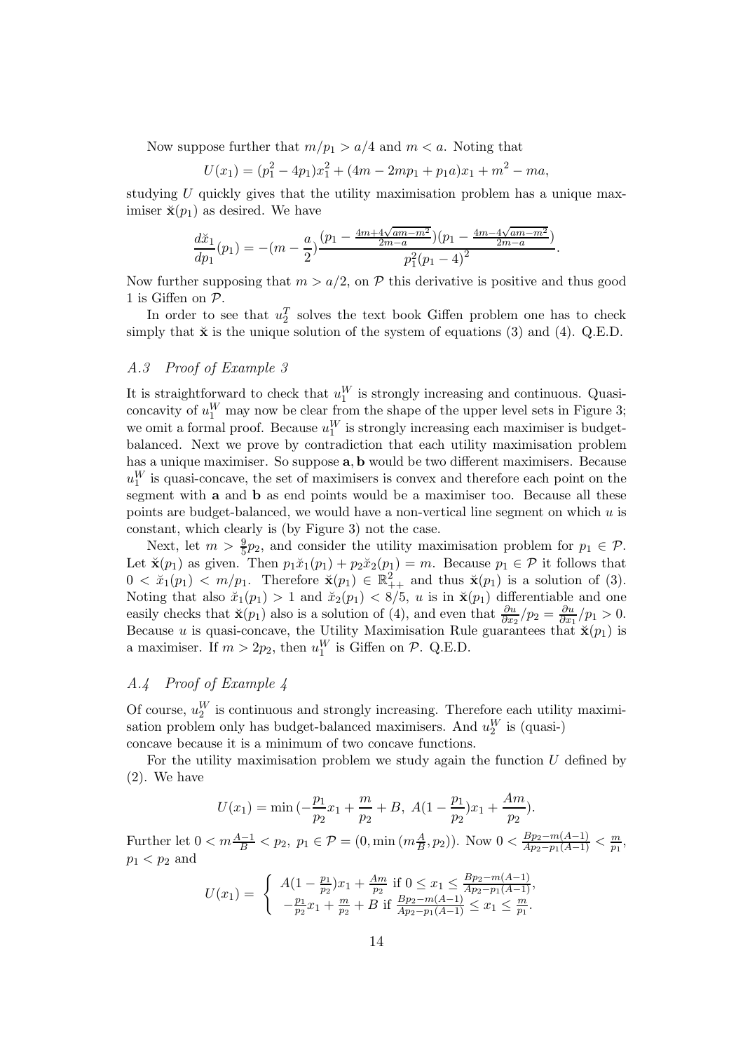Now suppose further that $m/p_1 > a/4$ and $m < a$. Noting that

$$U(x_1) = (p_1^2 - 4p_1)x_1^2 + (4m - 2mp_1 + p_1 a)x_1 + m^2 - ma,$$

studying $U$ quickly gives that the utility maximisation problem has a unique maximiser $\breve{\mathbf{x}}(p_1)$ as desired. We have

$$\frac{d\breve{x}_1}{dp_1}(p_1) = -(m - \frac{a}{2})\frac{(p_1 - \frac{4m+4\sqrt{am-m^2}}{2m-a})(p_1 - \frac{4m-4\sqrt{am-m^2}}{2m-a})}{p_1^2(p_1-4)^2}.$$

Now further supposing that $m > a/2$, on $\mathcal{P}$ this derivative is positive and thus good 1 is Giffen on $\mathcal{P}$.

In order to see that $u_2^T$ solves the text book Giffen problem one has to check simply that $\breve{\mathbf{x}}$ is the unique solution of the system of equations (3) and (4). Q.E.D.

### *A.3 Proof of Example 3*

It is straightforward to check that $u_1^W$ is strongly increasing and continuous. Quasi-concavity of $u_1^W$ may now be clear from the shape of the upper level sets in Figure 3; we omit a formal proof. Because $u_1^W$ is strongly increasing each maximiser is budget-balanced. Next we prove by contradiction that each utility maximisation problem has a unique maximiser. So suppose $\mathbf{a}, \mathbf{b}$ would be two different maximisers. Because $u_1^W$ is quasi-concave, the set of maximisers is convex and therefore each point on the segment with $\mathbf{a}$ and $\mathbf{b}$ as end points would be a maximiser too. Because all these points are budget-balanced, we would have a non-vertical line segment on which $u$ is constant, which clearly is (by Figure 3) not the case.

Next, let $m > \frac{9}{5}p_2$, and consider the utility maximisation problem for $p_1 \in \mathcal{P}$. Let $\breve{\mathbf{x}}(p_1)$ as given. Then $p_1\breve{x}_1(p_1) + p_2\breve{x}_2(p_1) = m$. Because $p_1 \in \mathcal{P}$ it follows that $0 < \breve{x}_1(p_1) < m/p_1$. Therefore $\breve{\mathbf{x}}(p_1) \in \mathbb{R}^2_{++}$ and thus $\breve{\mathbf{x}}(p_1)$ is a solution of (3). Noting that also $\breve{x}_1(p_1) > 1$ and $\breve{x}_2(p_1) < 8/5$, $u$ is in $\breve{\mathbf{x}}(p_1)$ differentiable and one easily checks that $\breve{\mathbf{x}}(p_1)$ also is a solution of (4), and even that $\frac{\partial u}{\partial x_2}/p_2 = \frac{\partial u}{\partial x_1}/p_1 > 0$. Because $u$ is quasi-concave, the Utility Maximisation Rule guarantees that $\breve{\mathbf{x}}(p_1)$ is a maximiser. If $m > 2p_2$, then $u_1^W$ is Giffen on $\mathcal{P}$. Q.E.D.

### *A.4 Proof of Example 4*

Of course, $u_2^W$ is continuous and strongly increasing. Therefore each utility maximisation problem only has budget-balanced maximisers. And $u_2^W$ is (quasi-) concave because it is a minimum of two concave functions.

For the utility maximisation problem we study again the function $U$ defined by (2). We have

$$U(x_1) = \min\left(-\frac{p_1}{p_2}x_1 + \frac{m}{p_2} + B,\ A(1 - \frac{p_1}{p_2})x_1 + \frac{Am}{p_2}\right).$$

Further let $0 < m\frac{A-1}{B} < p_2$, $p_1 \in \mathcal{P} = (0, \min(m\frac{A}{B}, p_2))$. Now $0 < \frac{Bp_2 - m(A-1)}{Ap_2 - p_1(A-1)} < \frac{m}{p_1}$, $p_1 < p_2$ and

$$U(x_1) = \begin{cases} A(1 - \frac{p_1}{p_2})x_1 + \frac{Am}{p_2} & \text{if } 0 \le x_1 \le \frac{Bp_2 - m(A-1)}{Ap_2 - p_1(A-1)}, \\ -\frac{p_1}{p_2}x_1 + \frac{m}{p_2} + B & \text{if } \frac{Bp_2 - m(A-1)}{Ap_2 - p_1(A-1)} \le x_1 \le \frac{m}{p_1}. \end{cases}$$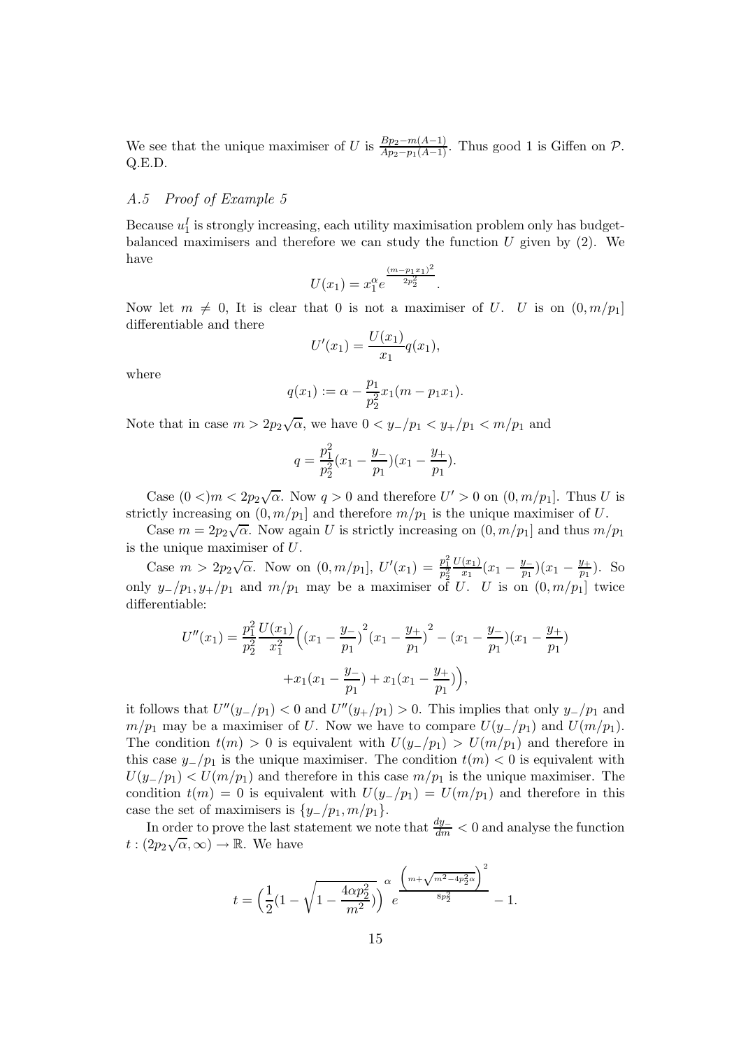We see that the unique maximiser of $U$ is $\frac{Bp_2 - m(A-1)}{Ap_2 - p_1(A-1)}$. Thus good 1 is Giffen on $\mathcal{P}$. Q.E.D.

### *A.5 Proof of Example 5*

Because $u_1^I$ is strongly increasing, each utility maximisation problem only has budget-balanced maximisers and therefore we can study the function $U$ given by (2). We have

$$U(x_1) = x_1^\alpha e^{\frac{(m-p_1x_1)^2}{2p_2^2}}.$$

Now let $m \neq 0$, It is clear that 0 is not a maximiser of $U$. $U$ is on $(0, m/p_1]$ differentiable and there

$$U'(x_1) = \frac{U(x_1)}{x_1} q(x_1),$$

where

$$q(x_1) := \alpha - \frac{p_1}{p_2^2} x_1 (m - p_1 x_1).$$

Note that in case $m > 2p_2\sqrt{\alpha}$, we have $0 < y_-/p_1 < y_+/p_1 < m/p_1$ and

$$q = \frac{p_1^2}{p_2^2}(x_1 - \frac{y_-}{p_1})(x_1 - \frac{y_+}{p_1}).$$

Case $(0 <)m < 2p_2\sqrt{\alpha}$. Now $q > 0$ and therefore $U' > 0$ on $(0, m/p_1]$. Thus $U$ is strictly increasing on $(0, m/p_1]$ and therefore $m/p_1$ is the unique maximiser of $U$.

Case $m = 2p_2\sqrt{\alpha}$. Now again $U$ is strictly increasing on $(0, m/p_1]$ and thus $m/p_1$ is the unique maximiser of $U$.

Case $m > 2p_2\sqrt{\alpha}$. Now on $(0, m/p_1]$, $U'(x_1) = \frac{p_1^2}{p_2^2}\frac{U(x_1)}{x_1}(x_1 - \frac{y_-}{p_1})(x_1 - \frac{y_+}{p_1})$. So only $y_-/p_1, y_+/p_1$ and $m/p_1$ may be a maximiser of $U$. $U$ is on $(0, m/p_1]$ twice differentiable:

$$U''(x_1) = \frac{p_1^2}{p_2^2}\frac{U(x_1)}{x_1^2}\Big((x_1 - \frac{y_-}{p_1})^2(x_1 - \frac{y_+}{p_1})^2 - (x_1 - \frac{y_-}{p_1})(x_1 - \frac{y_+}{p_1})$$
$$+ x_1(x_1 - \frac{y_-}{p_1}) + x_1(x_1 - \frac{y_+}{p_1})\Big),$$

it follows that $U''(y_-/p_1) < 0$ and $U''(y_+/p_1) > 0$. This implies that only $y_-/p_1$ and $m/p_1$ may be a maximiser of $U$. Now we have to compare $U(y_-/p_1)$ and $U(m/p_1)$. The condition $t(m) > 0$ is equivalent with $U(y_-/p_1) > U(m/p_1)$ and therefore in this case $y_-/p_1$ is the unique maximiser. The condition $t(m) < 0$ is equivalent with $U(y_-/p_1) < U(m/p_1)$ and therefore in this case $m/p_1$ is the unique maximiser. The condition $t(m) = 0$ is equivalent with $U(y_-/p_1) = U(m/p_1)$ and therefore in this case the set of maximisers is $\{y_-/p_1, m/p_1\}$.

In order to prove the last statement we note that $\frac{dy_-}{dm} < 0$ and analyse the function $t : (2p_2\sqrt{\alpha}, \infty) \to \mathbb{R}$. We have

$$t = \Big(\frac{1}{2}(1 - \sqrt{1 - \frac{4\alpha p_2^2}{m^2}})\Big)^\alpha e^{\frac{\left(m + \sqrt{m^2 - 4p_2^2\alpha}\right)^2}{8p_2^2}} - 1.$$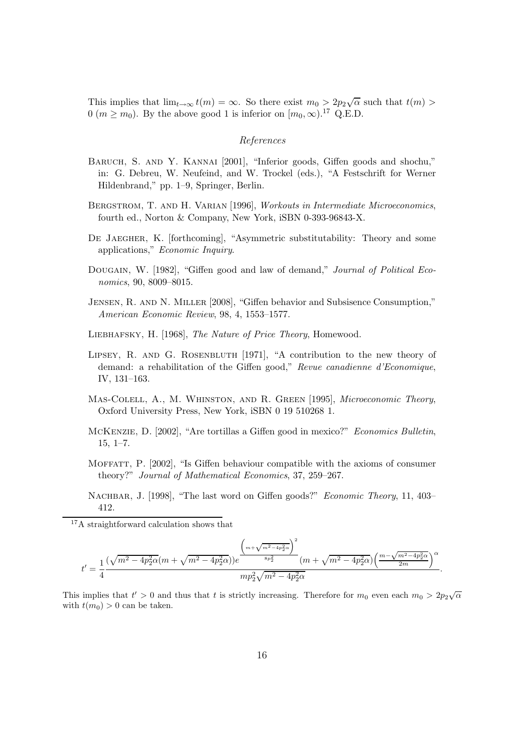This implies that $\lim_{t \to \infty} t(m) = \infty$. So there exist $m_0 > 2p_2\sqrt{\alpha}$ such that $t(m) > 0$ $(m \geq m_0)$. By the above good 1 is inferior on $[m_0, \infty)$.[17] Q.E.D.

*References*

Baruch, S. and Y. Kannai [2001], "Inferior goods, Giffen goods and shochu," in: G. Debreu, W. Neufeind, and W. Trockel (eds.), "A Festschrift for Werner Hildenbrand," pp. 1–9, Springer, Berlin.

Bergstrom, T. and H. Varian [1996], *Workouts in Intermediate Microeconomics*, fourth ed., Norton & Company, New York, iSBN 0-393-96843-X.

De Jaegher, K. [forthcoming], "Asymmetric substitutability: Theory and some applications," *Economic Inquiry*.

Dougain, W. [1982], "Giffen good and law of demand," *Journal of Political Economics*, 90, 8009–8015.

Jensen, R. and N. Miller [2008], "Giffen behavior and Subsisence Consumption," *American Economic Review*, 98, 4, 1553–1577.

Liebhafsky, H. [1968], *The Nature of Price Theory*, Homewood.

Lipsey, R. and G. Rosenbluth [1971], "A contribution to the new theory of demand: a rehabilitation of the Giffen good," *Revue canadienne d'Economique*, IV, 131–163.

Mas-Colell, A., M. Whinston, and R. Green [1995], *Microeconomic Theory*, Oxford University Press, New York, iSBN 0 19 510268 1.

McKenzie, D. [2002], "Are tortillas a Giffen good in mexico?" *Economics Bulletin*, 15, 1–7.

Moffatt, P. [2002], "Is Giffen behaviour compatible with the axioms of consumer theory?" *Journal of Mathematical Economics*, 37, 259–267.

Nachbar, J. [1998], "The last word on Giffen goods?" *Economic Theory*, 11, 403–412.

---

[17] A straightforward calculation shows that

$$t' = \frac{1}{4} \frac{(\sqrt{m^2 - 4p_2^2\alpha}(m + \sqrt{m^2 - 4p_2^2\alpha}))e^{\frac{\left(m+\sqrt{m^2-4p_2^2\alpha}\right)^2}{8p_2^2}}(m + \sqrt{m^2 - 4p_2^2\alpha})\left(\frac{m-\sqrt{m^2-4p_2^2\alpha}}{2m}\right)^{\alpha}}{mp_2^2\sqrt{m^2 - 4p_2^2\alpha}}.$$

This implies that $t' > 0$ and thus that $t$ is strictly increasing. Therefore for $m_0$ even each $m_0 > 2p_2\sqrt{\alpha}$ with $t(m_0) > 0$ can be taken.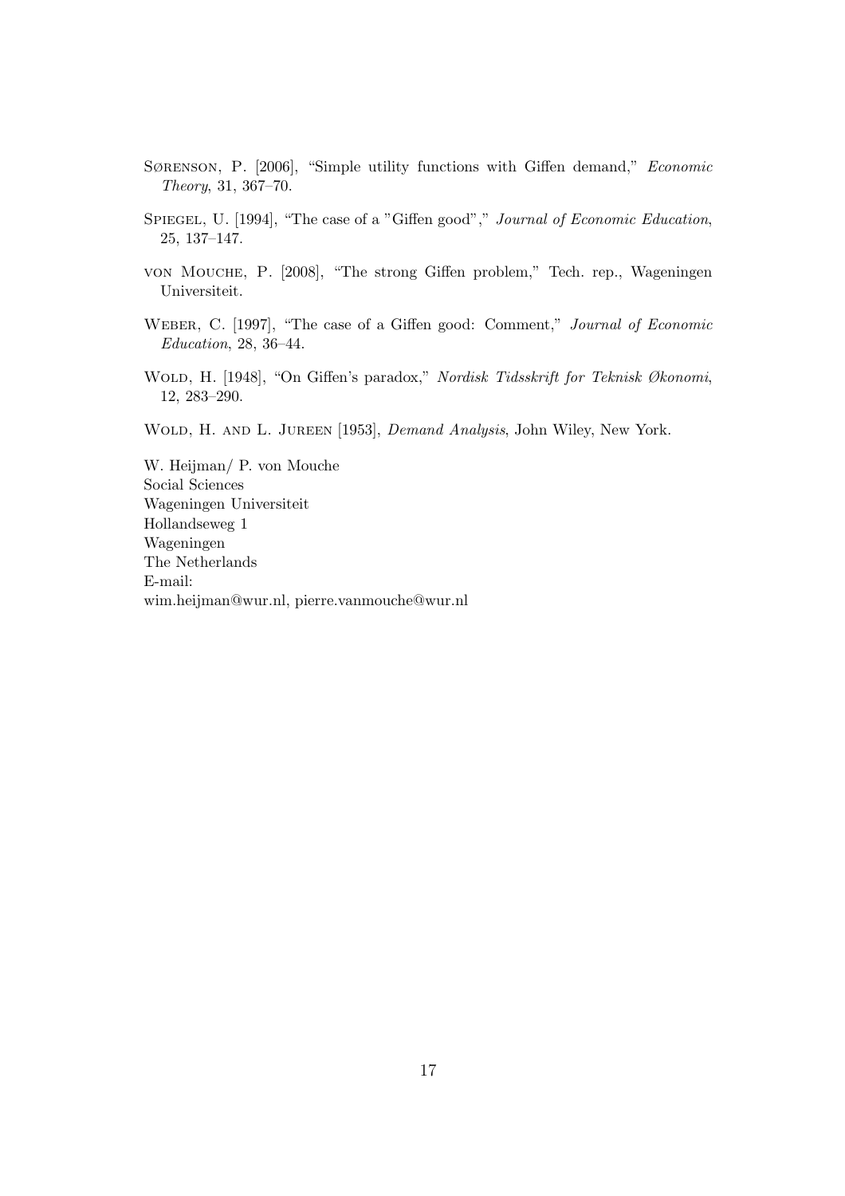Sørenson, P. [2006], "Simple utility functions with Giffen demand," *Economic Theory*, 31, 367–70.

Spiegel, U. [1994], "The case of a "Giffen good"," *Journal of Economic Education*, 25, 137–147.

von Mouche, P. [2008], "The strong Giffen problem," Tech. rep., Wageningen Universiteit.

Weber, C. [1997], "The case of a Giffen good: Comment," *Journal of Economic Education*, 28, 36–44.

Wold, H. [1948], "On Giffen's paradox," *Nordisk Tidsskrift for Teknisk Økonomi*, 12, 283–290.

Wold, H. and L. Jureen [1953], *Demand Analysis*, John Wiley, New York.

W. Heijman/ P. von Mouche
Social Sciences
Wageningen Universiteit
Hollandseweg 1
Wageningen
The Netherlands
E-mail:
wim.heijman@wur.nl, pierre.vanmouche@wur.nl